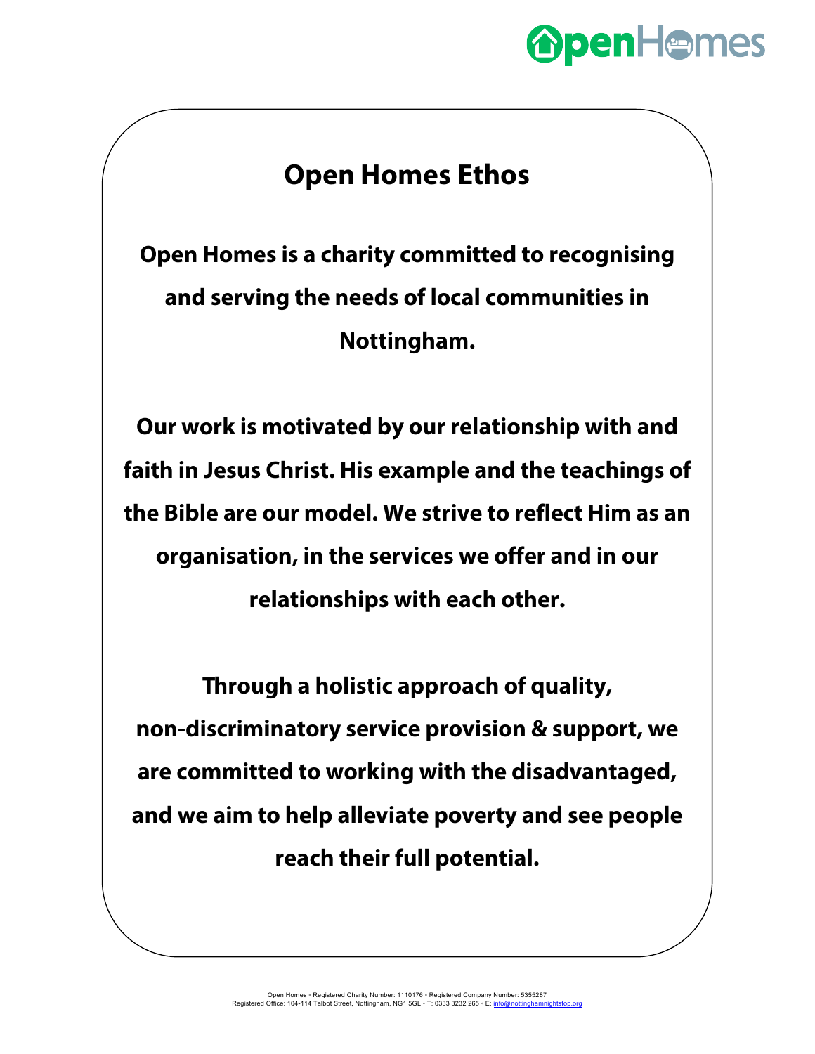# Open Homes Ethos

**Open Homes is a charity committed to recognising and serving the needs of local communities in Nottingham.**

**Our work is motivated by our relationship with and faith in Jesus Christ. His example and the teachings of the Bible are our model. We strive to reflect Him as an organisation, in the services we offer and in our relationships with each other.**

**Through a holistic approach of quality, non-discriminatory service provision & support, we are committed to working with the disadvantaged, and we aim to help alleviate poverty and see people reach their full potential.**

Open Homes • Registered Charity Number: 1110176 • Registered Company Number: 5355287
Registered Office: 104-114 Talbot Street, Nottingham, NG1 5GL • T: 0333 3232 265 • E: info@nottinghamnightstop.org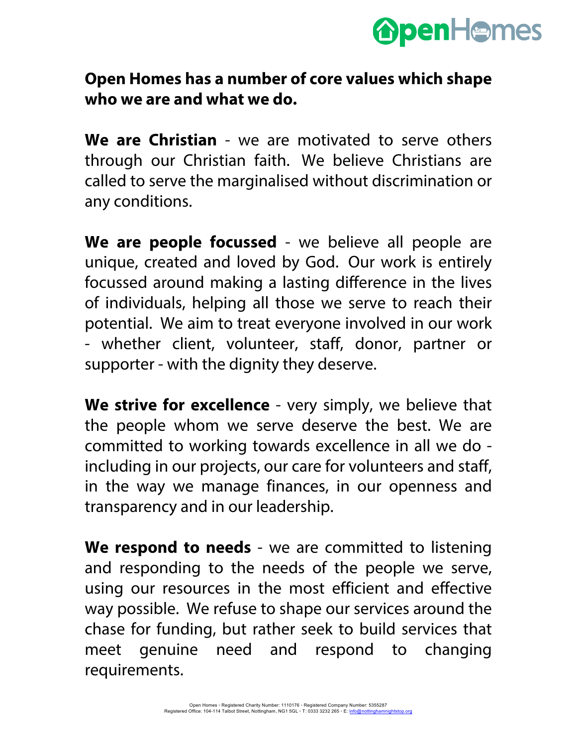**Open Homes has a number of core values which shape who we are and what we do.**

**We are Christian** - we are motivated to serve others through our Christian faith. We believe Christians are called to serve the marginalised without discrimination or any conditions.

**We are people focussed** - we believe all people are unique, created and loved by God. Our work is entirely focussed around making a lasting difference in the lives of individuals, helping all those we serve to reach their potential. We aim to treat everyone involved in our work - whether client, volunteer, staff, donor, partner or supporter - with the dignity they deserve.

**We strive for excellence** - very simply, we believe that the people whom we serve deserve the best. We are committed to working towards excellence in all we do - including in our projects, our care for volunteers and staff, in the way we manage finances, in our openness and transparency and in our leadership.

**We respond to needs** - we are committed to listening and responding to the needs of the people we serve, using our resources in the most efficient and effective way possible. We refuse to shape our services around the chase for funding, but rather seek to build services that meet genuine need and respond to changing requirements.